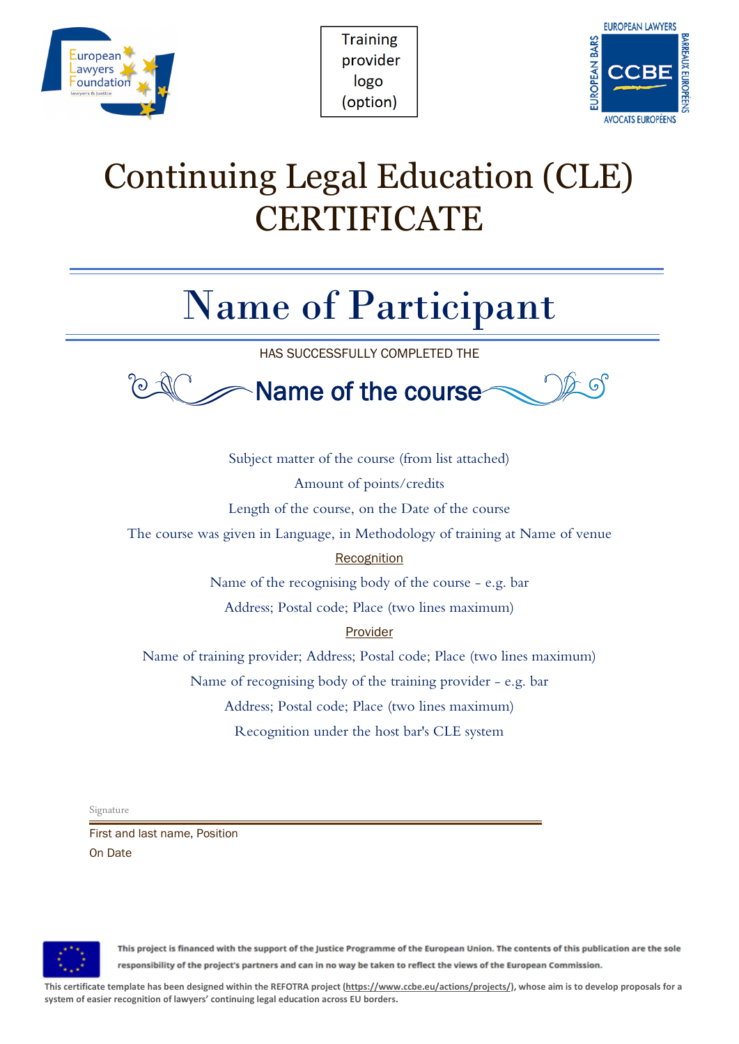Training provider logo (option)

# Continuing Legal Education (CLE) CERTIFICATE

# Name of Participant

HAS SUCCESSFULLY COMPLETED THE

## Name of the course

Subject matter of the course (from list attached)

Amount of points/credits

Length of the course, on the Date of the course

The course was given in Language, in Methodology of training at Name of venue

Recognition

Name of the recognising body of the course - e.g. bar

Address; Postal code; Place (two lines maximum)

Provider

Name of training provider; Address; Postal code; Place (two lines maximum)

Name of recognising body of the training provider - e.g. bar

Address; Postal code; Place (two lines maximum)

Recognition under the host bar's CLE system

Signature

First and last name, Position

On Date

**This project is financed with the support of the Justice Programme of the European Union. The contents of this publication are the sole responsibility of the project's partners and can in no way be taken to reflect the views of the European Commission.**

**This certificate template has been designed within the REFOTRA project (https://www.ccbe.eu/actions/projects/), whose aim is to develop proposals for a system of easier recognition of lawyers' continuing legal education across EU borders.**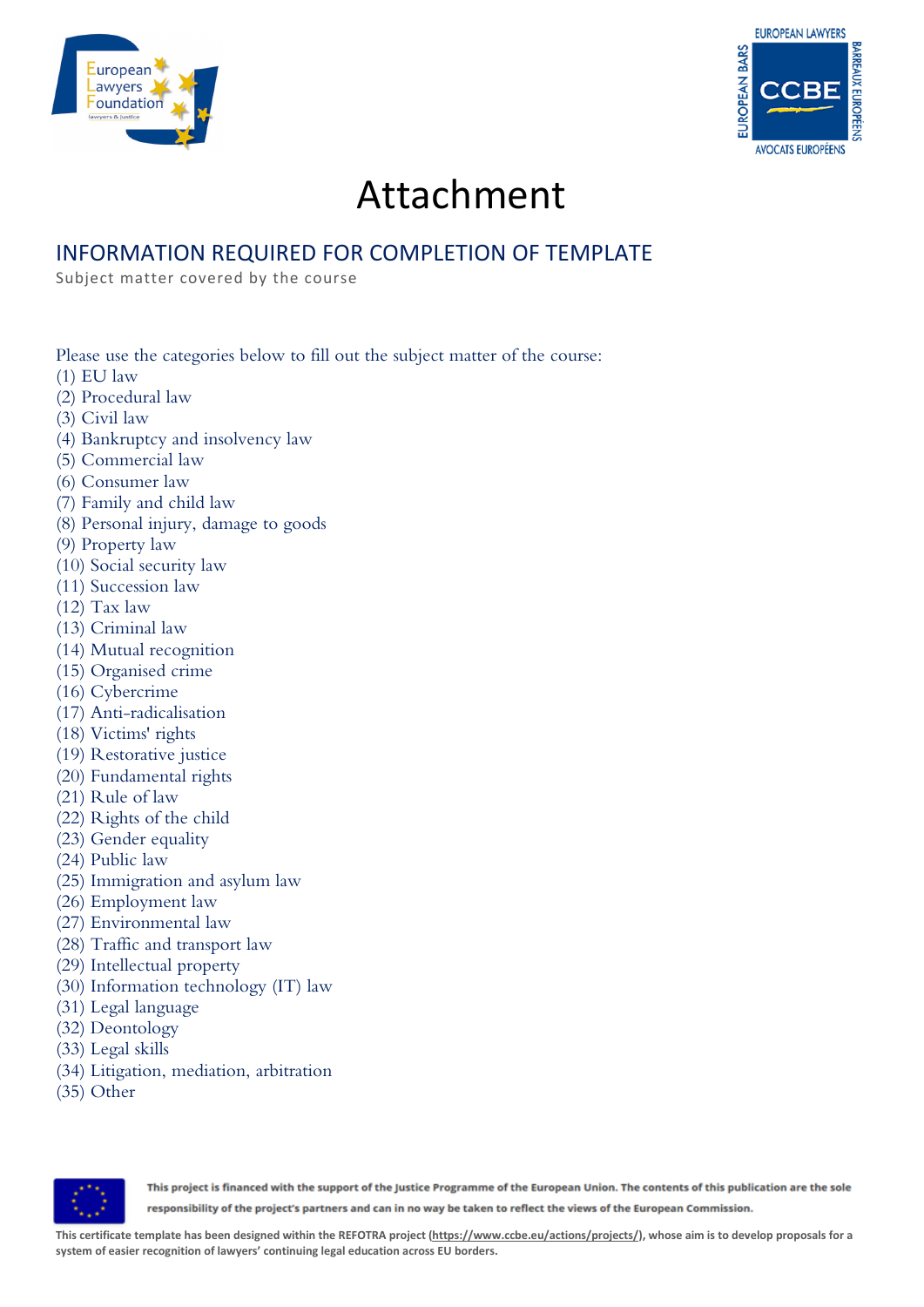# Attachment

## INFORMATION REQUIRED FOR COMPLETION OF TEMPLATE

Subject matter covered by the course

Please use the categories below to fill out the subject matter of the course:

(1) EU law
(2) Procedural law
(3) Civil law
(4) Bankruptcy and insolvency law
(5) Commercial law
(6) Consumer law
(7) Family and child law
(8) Personal injury, damage to goods
(9) Property law
(10) Social security law
(11) Succession law
(12) Tax law
(13) Criminal law
(14) Mutual recognition
(15) Organised crime
(16) Cybercrime
(17) Anti-radicalisation
(18) Victims' rights
(19) Restorative justice
(20) Fundamental rights
(21) Rule of law
(22) Rights of the child
(23) Gender equality
(24) Public law
(25) Immigration and asylum law
(26) Employment law
(27) Environmental law
(28) Traffic and transport law
(29) Intellectual property
(30) Information technology (IT) law
(31) Legal language
(32) Deontology
(33) Legal skills
(34) Litigation, mediation, arbitration
(35) Other

**This project is financed with the support of the Justice Programme of the European Union. The contents of this publication are the sole responsibility of the project's partners and can in no way be taken to reflect the views of the European Commission.**

**This certificate template has been designed within the REFOTRA project (https://www.ccbe.eu/actions/projects/), whose aim is to develop proposals for a system of easier recognition of lawyers' continuing legal education across EU borders.**